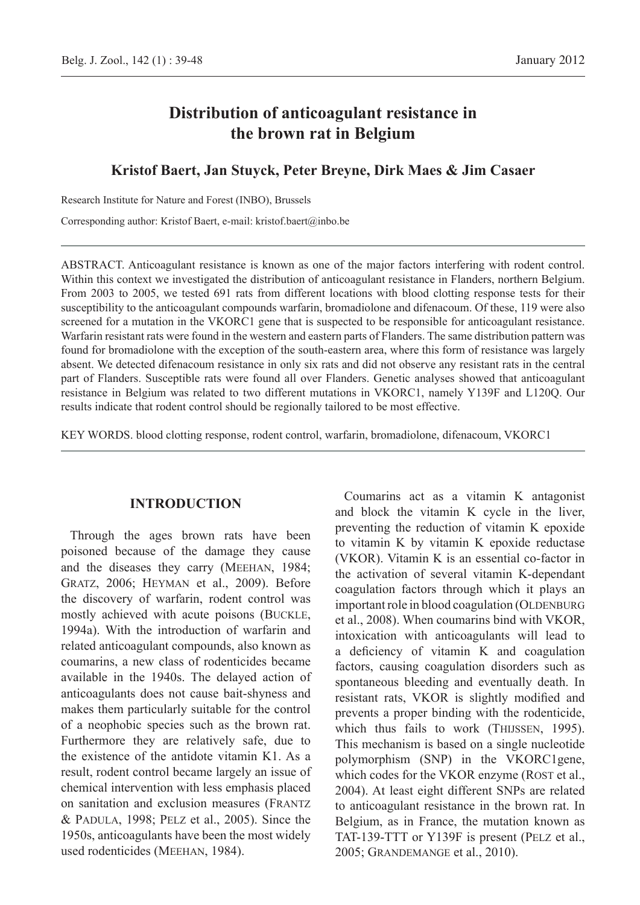# Distribution of anticoagulant resistance in the brown rat in Belgium

**Kristof Baert, Jan Stuyck, Peter Breyne, Dirk Maes & Jim Casaer**

Research Institute for Nature and Forest (INBO), Brussels

Corresponding author: Kristof Baert, e-mail: kristof.baert@inbo.be

ABSTRACT. Anticoagulant resistance is known as one of the major factors interfering with rodent control. Within this context we investigated the distribution of anticoagulant resistance in Flanders, northern Belgium. From 2003 to 2005, we tested 691 rats from different locations with blood clotting response tests for their susceptibility to the anticoagulant compounds warfarin, bromadiolone and difenacoum. Of these, 119 were also screened for a mutation in the VKORC1 gene that is suspected to be responsible for anticoagulant resistance. Warfarin resistant rats were found in the western and eastern parts of Flanders. The same distribution pattern was found for bromadiolone with the exception of the south-eastern area, where this form of resistance was largely absent. We detected difenacoum resistance in only six rats and did not observe any resistant rats in the central part of Flanders. Susceptible rats were found all over Flanders. Genetic analyses showed that anticoagulant resistance in Belgium was related to two different mutations in VKORC1, namely Y139F and L120Q. Our results indicate that rodent control should be regionally tailored to be most effective.

KEY WORDS. blood clotting response, rodent control, warfarin, bromadiolone, difenacoum, VKORC1

## INTRODUCTION

Through the ages brown rats have been poisoned because of the damage they cause and the diseases they carry (Meehan, 1984; Gratz, 2006; Heyman et al., 2009). Before the discovery of warfarin, rodent control was mostly achieved with acute poisons (Buckle, 1994a). With the introduction of warfarin and related anticoagulant compounds, also known as coumarins, a new class of rodenticides became available in the 1940s. The delayed action of anticoagulants does not cause bait-shyness and makes them particularly suitable for the control of a neophobic species such as the brown rat. Furthermore they are relatively safe, due to the existence of the antidote vitamin K1. As a result, rodent control became largely an issue of chemical intervention with less emphasis placed on sanitation and exclusion measures (Frantz & Padula, 1998; Pelz et al., 2005). Since the 1950s, anticoagulants have been the most widely used rodenticides (Meehan, 1984).

Coumarins act as a vitamin K antagonist and block the vitamin K cycle in the liver, preventing the reduction of vitamin K epoxide to vitamin K by vitamin K epoxide reductase (VKOR). Vitamin K is an essential co-factor in the activation of several vitamin K-dependant coagulation factors through which it plays an important role in blood coagulation (Oldenburg et al., 2008). When coumarins bind with VKOR, intoxication with anticoagulants will lead to a deficiency of vitamin K and coagulation factors, causing coagulation disorders such as spontaneous bleeding and eventually death. In resistant rats, VKOR is slightly modified and prevents a proper binding with the rodenticide, which thus fails to work (Thijssen, 1995). This mechanism is based on a single nucleotide polymorphism (SNP) in the VKORC1gene, which codes for the VKOR enzyme (Rost et al., 2004). At least eight different SNPs are related to anticoagulant resistance in the brown rat. In Belgium, as in France, the mutation known as TAT-139-TTT or Y139F is present (Pelz et al., 2005; Grandemange et al., 2010).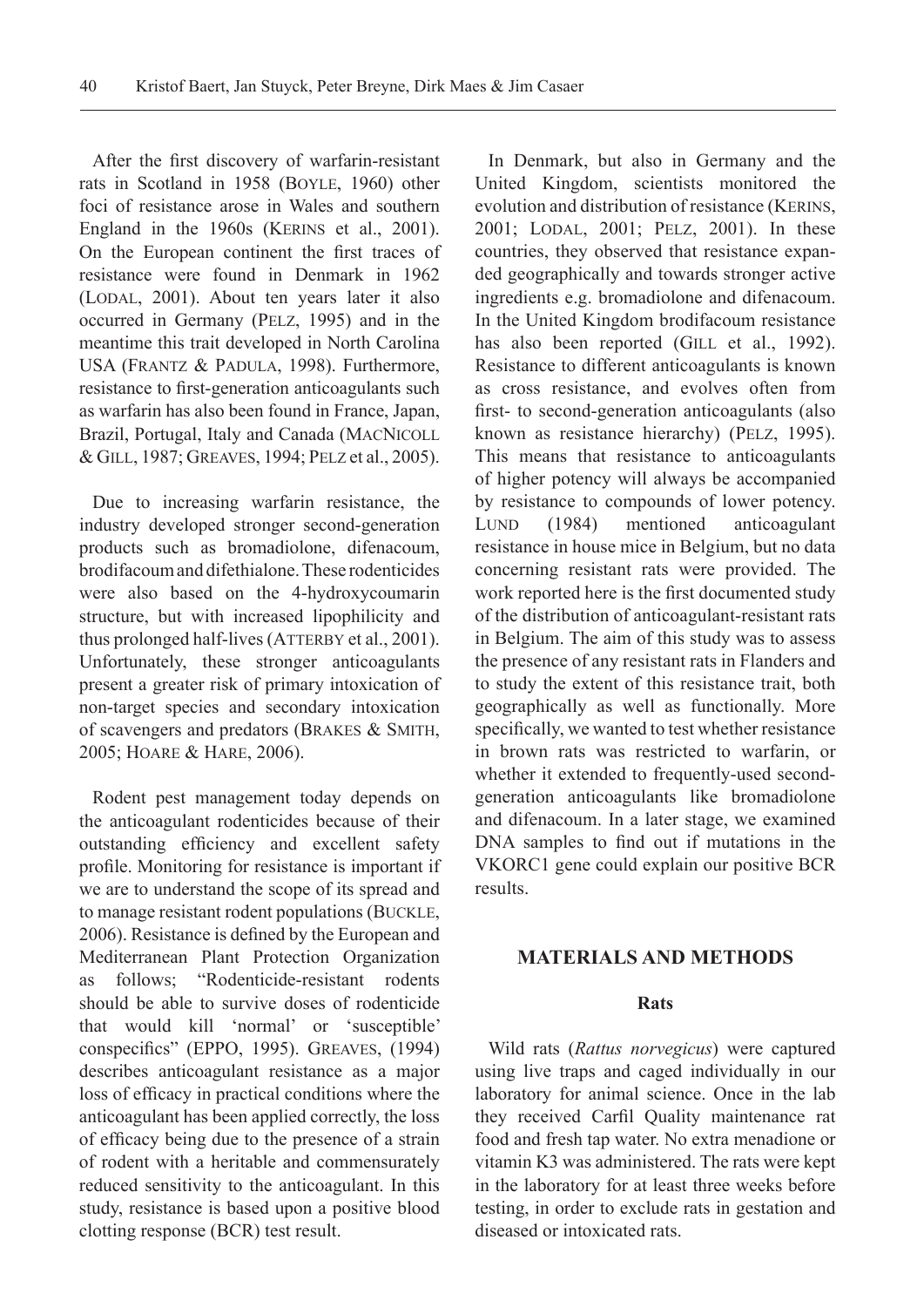After the first discovery of warfarin-resistant rats in Scotland in 1958 (Boyle, 1960) other foci of resistance arose in Wales and southern England in the 1960s (Kerins et al., 2001). On the European continent the first traces of resistance were found in Denmark in 1962 (Lodal, 2001). About ten years later it also occurred in Germany (Pelz, 1995) and in the meantime this trait developed in North Carolina USA (Frantz & Padula, 1998). Furthermore, resistance to first-generation anticoagulants such as warfarin has also been found in France, Japan, Brazil, Portugal, Italy and Canada (MacNicoll & Gill, 1987; Greaves, 1994; Pelz et al., 2005).

Due to increasing warfarin resistance, the industry developed stronger second-generation products such as bromadiolone, difenacoum, brodifacoum and difethialone. These rodenticides were also based on the 4-hydroxycoumarin structure, but with increased lipophilicity and thus prolonged half-lives (Atterby et al., 2001). Unfortunately, these stronger anticoagulants present a greater risk of primary intoxication of non-target species and secondary intoxication of scavengers and predators (Brakes & Smith, 2005; Hoare & Hare, 2006).

Rodent pest management today depends on the anticoagulant rodenticides because of their outstanding efficiency and excellent safety profile. Monitoring for resistance is important if we are to understand the scope of its spread and to manage resistant rodent populations (Buckle, 2006). Resistance is defined by the European and Mediterranean Plant Protection Organization as follows; "Rodenticide-resistant rodents should be able to survive doses of rodenticide that would kill 'normal' or 'susceptible' conspecifics" (EPPO, 1995). Greaves, (1994) describes anticoagulant resistance as a major loss of efficacy in practical conditions where the anticoagulant has been applied correctly, the loss of efficacy being due to the presence of a strain of rodent with a heritable and commensurately reduced sensitivity to the anticoagulant. In this study, resistance is based upon a positive blood clotting response (BCR) test result.

In Denmark, but also in Germany and the United Kingdom, scientists monitored the evolution and distribution of resistance (Kerins, 2001; Lodal, 2001; Pelz, 2001). In these countries, they observed that resistance expanded geographically and towards stronger active ingredients e.g. bromadiolone and difenacoum. In the United Kingdom brodifacoum resistance has also been reported (Gill et al., 1992). Resistance to different anticoagulants is known as cross resistance, and evolves often from first- to second-generation anticoagulants (also known as resistance hierarchy) (Pelz, 1995). This means that resistance to anticoagulants of higher potency will always be accompanied by resistance to compounds of lower potency. Lund (1984) mentioned anticoagulant resistance in house mice in Belgium, but no data concerning resistant rats were provided. The work reported here is the first documented study of the distribution of anticoagulant-resistant rats in Belgium. The aim of this study was to assess the presence of any resistant rats in Flanders and to study the extent of this resistance trait, both geographically as well as functionally. More specifically, we wanted to test whether resistance in brown rats was restricted to warfarin, or whether it extended to frequently-used second-generation anticoagulants like bromadiolone and difenacoum. In a later stage, we examined DNA samples to find out if mutations in the VKORC1 gene could explain our positive BCR results.

## MATERIALS AND METHODS

### Rats

Wild rats (*Rattus norvegicus*) were captured using live traps and caged individually in our laboratory for animal science. Once in the lab they received Carfil Quality maintenance rat food and fresh tap water. No extra menadione or vitamin K3 was administered. The rats were kept in the laboratory for at least three weeks before testing, in order to exclude rats in gestation and diseased or intoxicated rats.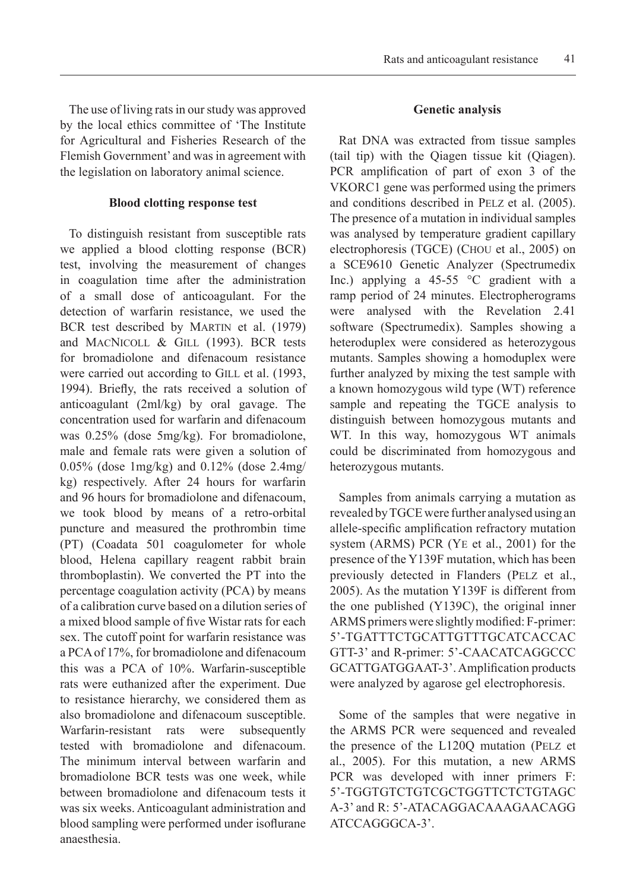The use of living rats in our study was approved by the local ethics committee of 'The Institute for Agricultural and Fisheries Research of the Flemish Government' and was in agreement with the legislation on laboratory animal science.

### Blood clotting response test

To distinguish resistant from susceptible rats we applied a blood clotting response (BCR) test, involving the measurement of changes in coagulation time after the administration of a small dose of anticoagulant. For the detection of warfarin resistance, we used the BCR test described by Martin et al. (1979) and MacNicoll & Gill (1993). BCR tests for bromadiolone and difenacoum resistance were carried out according to Gill et al. (1993, 1994). Briefly, the rats received a solution of anticoagulant (2ml/kg) by oral gavage. The concentration used for warfarin and difenacoum was 0.25% (dose 5mg/kg). For bromadiolone, male and female rats were given a solution of 0.05% (dose 1mg/kg) and 0.12% (dose 2.4mg/kg) respectively. After 24 hours for warfarin and 96 hours for bromadiolone and difenacoum, we took blood by means of a retro-orbital puncture and measured the prothrombin time (PT) (Coadata 501 coagulometer for whole blood, Helena capillary reagent rabbit brain thromboplastin). We converted the PT into the percentage coagulation activity (PCA) by means of a calibration curve based on a dilution series of a mixed blood sample of five Wistar rats for each sex. The cutoff point for warfarin resistance was a PCA of 17%, for bromadiolone and difenacoum this was a PCA of 10%. Warfarin-susceptible rats were euthanized after the experiment. Due to resistance hierarchy, we considered them as also bromadiolone and difenacoum susceptible. Warfarin-resistant rats were subsequently tested with bromadiolone and difenacoum. The minimum interval between warfarin and bromadiolone BCR tests was one week, while between bromadiolone and difenacoum tests it was six weeks. Anticoagulant administration and blood sampling were performed under isoflurane anaesthesia.

### Genetic analysis

Rat DNA was extracted from tissue samples (tail tip) with the Qiagen tissue kit (Qiagen). PCR amplification of part of exon 3 of the VKORC1 gene was performed using the primers and conditions described in Pelz et al. (2005). The presence of a mutation in individual samples was analysed by temperature gradient capillary electrophoresis (TGCE) (Chou et al., 2005) on a SCE9610 Genetic Analyzer (Spectrumedix Inc.) applying a 45-55 °C gradient with a ramp period of 24 minutes. Electropherograms were analysed with the Revelation 2.41 software (Spectrumedix). Samples showing a heteroduplex were considered as heterozygous mutants. Samples showing a homoduplex were further analyzed by mixing the test sample with a known homozygous wild type (WT) reference sample and repeating the TGCE analysis to distinguish between homozygous mutants and WT. In this way, homozygous WT animals could be discriminated from homozygous and heterozygous mutants.

Samples from animals carrying a mutation as revealed by TGCE were further analysed using an allele-specific amplification refractory mutation system (ARMS) PCR (Ye et al., 2001) for the presence of the Y139F mutation, which has been previously detected in Flanders (Pelz et al., 2005). As the mutation Y139F is different from the one published (Y139C), the original inner ARMS primers were slightly modified: F-primer: 5'-TGATTTCTGCATTGTTTGCATCACCAC GTT-3' and R-primer: 5'-CAACATCAGGCCC GCATTGATGGAAT-3'. Amplification products were analyzed by agarose gel electrophoresis.

Some of the samples that were negative in the ARMS PCR were sequenced and revealed the presence of the L120Q mutation (Pelz et al., 2005). For this mutation, a new ARMS PCR was developed with inner primers F: 5'-TGGTGTCTGTCGCTGGTTCTCTGTAGC A-3' and R: 5'-ATACAGGACAAAGAACAGG ATCCAGGGCA-3'.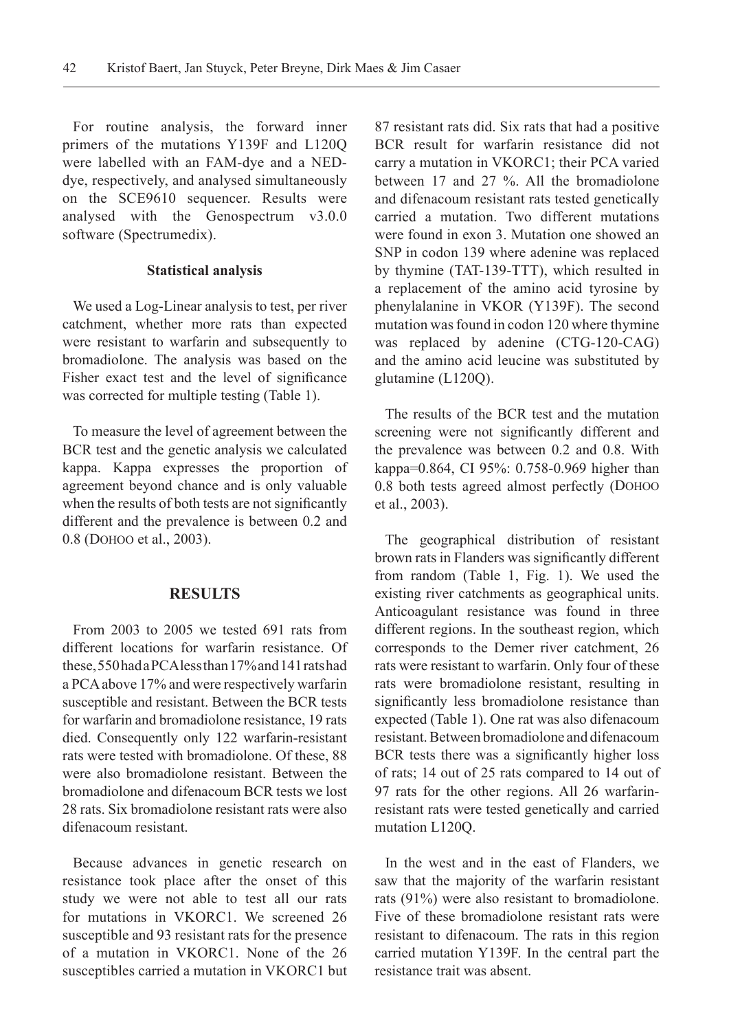For routine analysis, the forward inner primers of the mutations Y139F and L120Q were labelled with an FAM-dye and a NED-dye, respectively, and analysed simultaneously on the SCE9610 sequencer. Results were analysed with the Genospectrum v3.0.0 software (Spectrumedix).

### Statistical analysis

We used a Log-Linear analysis to test, per river catchment, whether more rats than expected were resistant to warfarin and subsequently to bromadiolone. The analysis was based on the Fisher exact test and the level of significance was corrected for multiple testing (Table 1).

To measure the level of agreement between the BCR test and the genetic analysis we calculated kappa. Kappa expresses the proportion of agreement beyond chance and is only valuable when the results of both tests are not significantly different and the prevalence is between 0.2 and 0.8 (Dohoo et al., 2003).

## RESULTS

From 2003 to 2005 we tested 691 rats from different locations for warfarin resistance. Of these, 550 had a PCA less than 17% and 141 rats had a PCA above 17% and were respectively warfarin susceptible and resistant. Between the BCR tests for warfarin and bromadiolone resistance, 19 rats died. Consequently only 122 warfarin-resistant rats were tested with bromadiolone. Of these, 88 were also bromadiolone resistant. Between the bromadiolone and difenacoum BCR tests we lost 28 rats. Six bromadiolone resistant rats were also difenacoum resistant.

Because advances in genetic research on resistance took place after the onset of this study we were not able to test all our rats for mutations in VKORC1. We screened 26 susceptible and 93 resistant rats for the presence of a mutation in VKORC1. None of the 26 susceptibles carried a mutation in VKORC1 but 87 resistant rats did. Six rats that had a positive BCR result for warfarin resistance did not carry a mutation in VKORC1; their PCA varied between 17 and 27 %. All the bromadiolone and difenacoum resistant rats tested genetically carried a mutation. Two different mutations were found in exon 3. Mutation one showed an SNP in codon 139 where adenine was replaced by thymine (TAT-139-TTT), which resulted in a replacement of the amino acid tyrosine by phenylalanine in VKOR (Y139F). The second mutation was found in codon 120 where thymine was replaced by adenine (CTG-120-CAG) and the amino acid leucine was substituted by glutamine (L120Q).

The results of the BCR test and the mutation screening were not significantly different and the prevalence was between 0.2 and 0.8. With kappa=0.864, CI 95%: 0.758-0.969 higher than 0.8 both tests agreed almost perfectly (Dohoo et al., 2003).

The geographical distribution of resistant brown rats in Flanders was significantly different from random (Table 1, Fig. 1). We used the existing river catchments as geographical units. Anticoagulant resistance was found in three different regions. In the southeast region, which corresponds to the Demer river catchment, 26 rats were resistant to warfarin. Only four of these rats were bromadiolone resistant, resulting in significantly less bromadiolone resistance than expected (Table 1). One rat was also difenacoum resistant. Between bromadiolone and difenacoum BCR tests there was a significantly higher loss of rats; 14 out of 25 rats compared to 14 out of 97 rats for the other regions. All 26 warfarin-resistant rats were tested genetically and carried mutation L120Q.

In the west and in the east of Flanders, we saw that the majority of the warfarin resistant rats (91%) were also resistant to bromadiolone. Five of these bromadiolone resistant rats were resistant to difenacoum. The rats in this region carried mutation Y139F. In the central part the resistance trait was absent.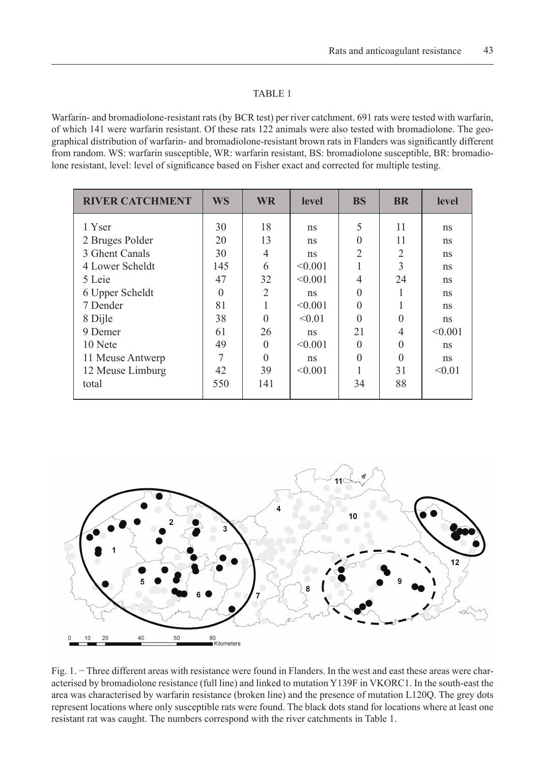TABLE 1

Warfarin- and bromadiolone-resistant rats (by BCR test) per river catchment. 691 rats were tested with warfarin, of which 141 were warfarin resistant. Of these rats 122 animals were also tested with bromadiolone. The geographical distribution of warfarin- and bromadiolone-resistant brown rats in Flanders was significantly different from random. WS: warfarin susceptible, WR: warfarin resistant, BS: bromadiolone susceptible, BR: bromadiolone resistant, level: level of significance based on Fisher exact and corrected for multiple testing.

| RIVER CATCHMENT | WS | WR | level | BS | BR | level |
|---|---|---|---|---|---|---|
| 1 Yser | 30 | 18 | ns | 5 | 11 | ns |
| 2 Bruges Polder | 20 | 13 | ns | 0 | 11 | ns |
| 3 Ghent Canals | 30 | 4 | ns | 2 | 2 | ns |
| 4 Lower Scheldt | 145 | 6 | <0.001 | 1 | 3 | ns |
| 5 Leie | 47 | 32 | <0.001 | 4 | 24 | ns |
| 6 Upper Scheldt | 0 | 2 | ns | 0 | 1 | ns |
| 7 Dender | 81 | 1 | <0.001 | 0 | 1 | ns |
| 8 Dijle | 38 | 0 | <0.01 | 0 | 0 | ns |
| 9 Demer | 61 | 26 | ns | 21 | 4 | <0.001 |
| 10 Nete | 49 | 0 | <0.001 | 0 | 0 | ns |
| 11 Meuse Antwerp | 7 | 0 | ns | 0 | 0 | ns |
| 12 Meuse Limburg | 42 | 39 | <0.001 | 1 | 31 | <0.01 |
| total | 550 | 141 | | 34 | 88 | |

Fig. 1. − Three different areas with resistance were found in Flanders. In the west and east these areas were characterised by bromadiolone resistance (full line) and linked to mutation Y139F in VKORC1. In the south-east the area was characterised by warfarin resistance (broken line) and the presence of mutation L120Q. The grey dots represent locations where only susceptible rats were found. The black dots stand for locations where at least one resistant rat was caught. The numbers correspond with the river catchments in Table 1.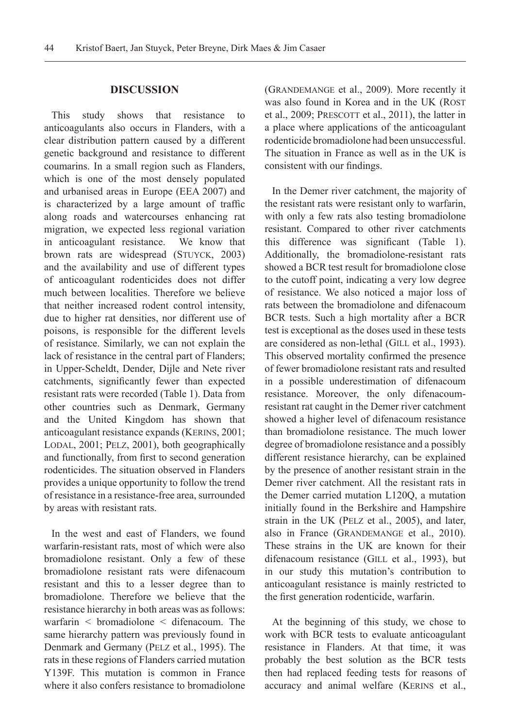## DISCUSSION

This study shows that resistance to anticoagulants also occurs in Flanders, with a clear distribution pattern caused by a different genetic background and resistance to different coumarins. In a small region such as Flanders, which is one of the most densely populated and urbanised areas in Europe (EEA 2007) and is characterized by a large amount of traffic along roads and watercourses enhancing rat migration, we expected less regional variation in anticoagulant resistance. We know that brown rats are widespread (Stuyck, 2003) and the availability and use of different types of anticoagulant rodenticides does not differ much between localities. Therefore we believe that neither increased rodent control intensity, due to higher rat densities, nor different use of poisons, is responsible for the different levels of resistance. Similarly, we can not explain the lack of resistance in the central part of Flanders; in Upper-Scheldt, Dender, Dijle and Nete river catchments, significantly fewer than expected resistant rats were recorded (Table 1). Data from other countries such as Denmark, Germany and the United Kingdom has shown that anticoagulant resistance expands (Kerins, 2001; Lodal, 2001; Pelz, 2001), both geographically and functionally, from first to second generation rodenticides. The situation observed in Flanders provides a unique opportunity to follow the trend of resistance in a resistance-free area, surrounded by areas with resistant rats.

In the west and east of Flanders, we found warfarin-resistant rats, most of which were also bromadiolone resistant. Only a few of these bromadiolone resistant rats were difenacoum resistant and this to a lesser degree than to bromadiolone. Therefore we believe that the resistance hierarchy in both areas was as follows: warfarin < bromadiolone < difenacoum. The same hierarchy pattern was previously found in Denmark and Germany (Pelz et al., 1995). The rats in these regions of Flanders carried mutation Y139F. This mutation is common in France where it also confers resistance to bromadiolone (Grandemange et al., 2009). More recently it was also found in Korea and in the UK (Rost et al., 2009; Prescott et al., 2011), the latter in a place where applications of the anticoagulant rodenticide bromadiolone had been unsuccessful. The situation in France as well as in the UK is consistent with our findings.

In the Demer river catchment, the majority of the resistant rats were resistant only to warfarin, with only a few rats also testing bromadiolone resistant. Compared to other river catchments this difference was significant (Table 1). Additionally, the bromadiolone-resistant rats showed a BCR test result for bromadiolone close to the cutoff point, indicating a very low degree of resistance. We also noticed a major loss of rats between the bromadiolone and difenacoum BCR tests. Such a high mortality after a BCR test is exceptional as the doses used in these tests are considered as non-lethal (Gill et al., 1993). This observed mortality confirmed the presence of fewer bromadiolone resistant rats and resulted in a possible underestimation of difenacoum resistance. Moreover, the only difenacoum-resistant rat caught in the Demer river catchment showed a higher level of difenacoum resistance than bromadiolone resistance. The much lower degree of bromadiolone resistance and a possibly different resistance hierarchy, can be explained by the presence of another resistant strain in the Demer river catchment. All the resistant rats in the Demer carried mutation L120Q, a mutation initially found in the Berkshire and Hampshire strain in the UK (Pelz et al., 2005), and later, also in France (Grandemange et al., 2010). These strains in the UK are known for their difenacoum resistance (Gill et al., 1993), but in our study this mutation's contribution to anticoagulant resistance is mainly restricted to the first generation rodenticide, warfarin.

At the beginning of this study, we chose to work with BCR tests to evaluate anticoagulant resistance in Flanders. At that time, it was probably the best solution as the BCR tests then had replaced feeding tests for reasons of accuracy and animal welfare (Kerins et al.,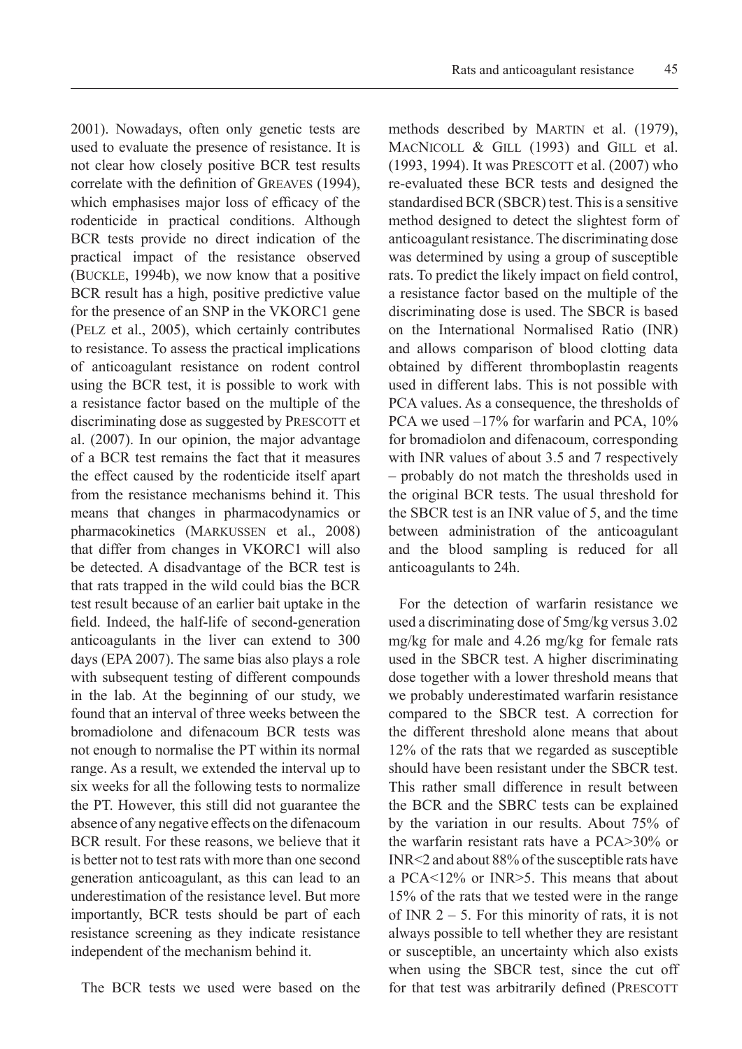2001). Nowadays, often only genetic tests are used to evaluate the presence of resistance. It is not clear how closely positive BCR test results correlate with the definition of GREAVES (1994), which emphasises major loss of efficacy of the rodenticide in practical conditions. Although BCR tests provide no direct indication of the practical impact of the resistance observed (BUCKLE, 1994b), we now know that a positive BCR result has a high, positive predictive value for the presence of an SNP in the VKORC1 gene (PELZ et al., 2005), which certainly contributes to resistance. To assess the practical implications of anticoagulant resistance on rodent control using the BCR test, it is possible to work with a resistance factor based on the multiple of the discriminating dose as suggested by PRESCOTT et al. (2007). In our opinion, the major advantage of a BCR test remains the fact that it measures the effect caused by the rodenticide itself apart from the resistance mechanisms behind it. This means that changes in pharmacodynamics or pharmacokinetics (MARKUSSEN et al., 2008) that differ from changes in VKORC1 will also be detected. A disadvantage of the BCR test is that rats trapped in the wild could bias the BCR test result because of an earlier bait uptake in the field. Indeed, the half-life of second-generation anticoagulants in the liver can extend to 300 days (EPA 2007). The same bias also plays a role with subsequent testing of different compounds in the lab. At the beginning of our study, we found that an interval of three weeks between the bromadiolone and difenacoum BCR tests was not enough to normalise the PT within its normal range. As a result, we extended the interval up to six weeks for all the following tests to normalize the PT. However, this still did not guarantee the absence of any negative effects on the difenacoum BCR result. For these reasons, we believe that it is better not to test rats with more than one second generation anticoagulant, as this can lead to an underestimation of the resistance level. But more importantly, BCR tests should be part of each resistance screening as they indicate resistance independent of the mechanism behind it.

The BCR tests we used were based on the methods described by MARTIN et al. (1979), MACNICOLL & GILL (1993) and GILL et al. (1993, 1994). It was PRESCOTT et al. (2007) who re-evaluated these BCR tests and designed the standardised BCR (SBCR) test. This is a sensitive method designed to detect the slightest form of anticoagulant resistance. The discriminating dose was determined by using a group of susceptible rats. To predict the likely impact on field control, a resistance factor based on the multiple of the discriminating dose is used. The SBCR is based on the International Normalised Ratio (INR) and allows comparison of blood clotting data obtained by different thromboplastin reagents used in different labs. This is not possible with PCA values. As a consequence, the thresholds of PCA we used –17% for warfarin and PCA, 10% for bromadiolon and difenacoum, corresponding with INR values of about 3.5 and 7 respectively – probably do not match the thresholds used in the original BCR tests. The usual threshold for the SBCR test is an INR value of 5, and the time between administration of the anticoagulant and the blood sampling is reduced for all anticoagulants to 24h.

For the detection of warfarin resistance we used a discriminating dose of 5mg/kg versus 3.02 mg/kg for male and 4.26 mg/kg for female rats used in the SBCR test. A higher discriminating dose together with a lower threshold means that we probably underestimated warfarin resistance compared to the SBCR test. A correction for the different threshold alone means that about 12% of the rats that we regarded as susceptible should have been resistant under the SBCR test. This rather small difference in result between the BCR and the SBRC tests can be explained by the variation in our results. About 75% of the warfarin resistant rats have a PCA>30% or INR<2 and about 88% of the susceptible rats have a PCA<12% or INR>5. This means that about 15% of the rats that we tested were in the range of INR 2 – 5. For this minority of rats, it is not always possible to tell whether they are resistant or susceptible, an uncertainty which also exists when using the SBCR test, since the cut off for that test was arbitrarily defined (PRESCOTT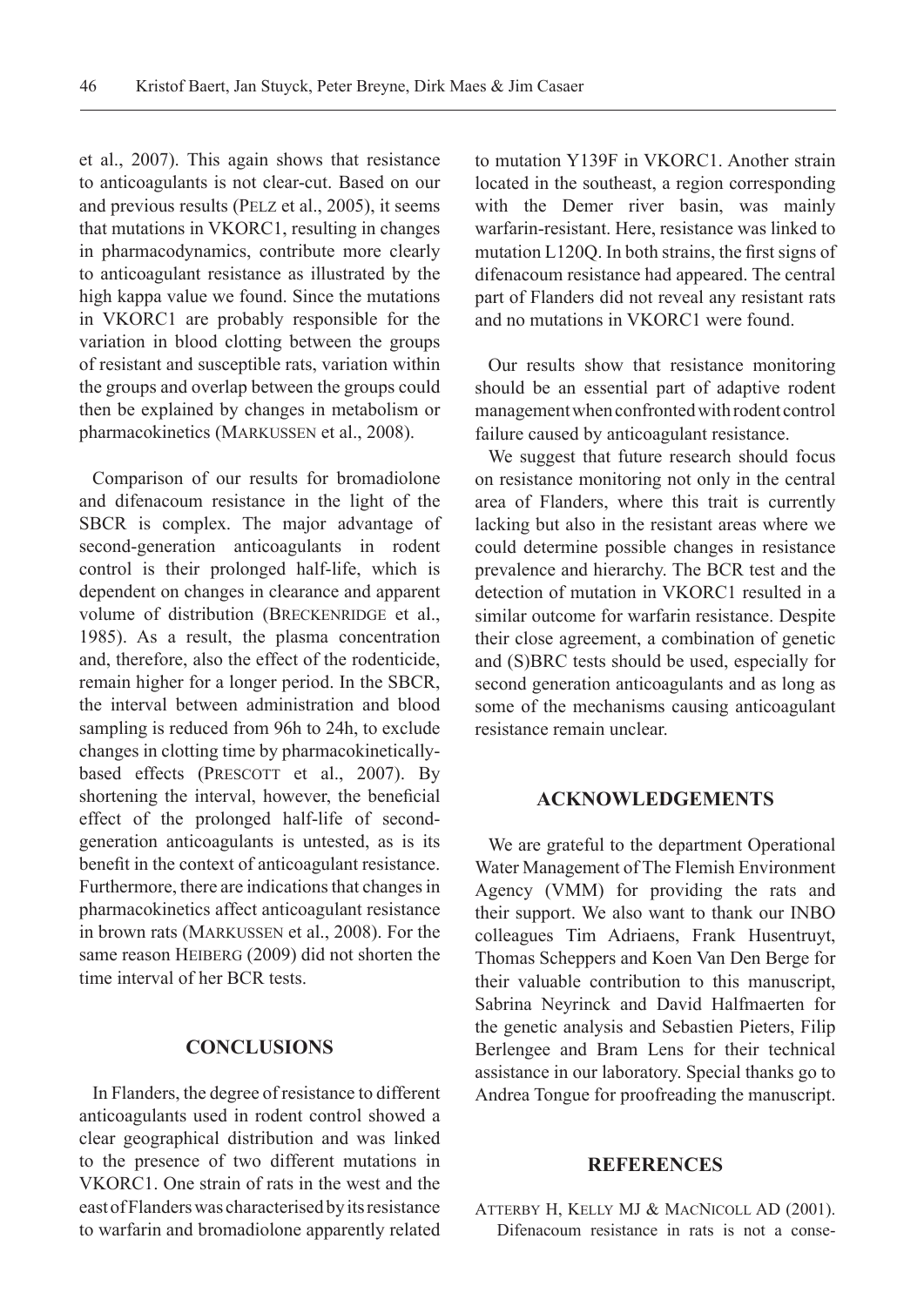et al., 2007). This again shows that resistance to anticoagulants is not clear-cut. Based on our and previous results (Pelz et al., 2005), it seems that mutations in VKORC1, resulting in changes in pharmacodynamics, contribute more clearly to anticoagulant resistance as illustrated by the high kappa value we found. Since the mutations in VKORC1 are probably responsible for the variation in blood clotting between the groups of resistant and susceptible rats, variation within the groups and overlap between the groups could then be explained by changes in metabolism or pharmacokinetics (Markussen et al., 2008).

Comparison of our results for bromadiolone and difenacoum resistance in the light of the SBCR is complex. The major advantage of second-generation anticoagulants in rodent control is their prolonged half-life, which is dependent on changes in clearance and apparent volume of distribution (Breckenridge et al., 1985). As a result, the plasma concentration and, therefore, also the effect of the rodenticide, remain higher for a longer period. In the SBCR, the interval between administration and blood sampling is reduced from 96h to 24h, to exclude changes in clotting time by pharmacokinetically-based effects (Prescott et al., 2007). By shortening the interval, however, the beneficial effect of the prolonged half-life of second-generation anticoagulants is untested, as is its benefit in the context of anticoagulant resistance. Furthermore, there are indications that changes in pharmacokinetics affect anticoagulant resistance in brown rats (Markussen et al., 2008). For the same reason Heiberg (2009) did not shorten the time interval of her BCR tests.

## CONCLUSIONS

In Flanders, the degree of resistance to different anticoagulants used in rodent control showed a clear geographical distribution and was linked to the presence of two different mutations in VKORC1. One strain of rats in the west and the east of Flanders was characterised by its resistance to warfarin and bromadiolone apparently related to mutation Y139F in VKORC1. Another strain located in the southeast, a region corresponding with the Demer river basin, was mainly warfarin-resistant. Here, resistance was linked to mutation L120Q. In both strains, the first signs of difenacoum resistance had appeared. The central part of Flanders did not reveal any resistant rats and no mutations in VKORC1 were found.

Our results show that resistance monitoring should be an essential part of adaptive rodent management when confronted with rodent control failure caused by anticoagulant resistance.

We suggest that future research should focus on resistance monitoring not only in the central area of Flanders, where this trait is currently lacking but also in the resistant areas where we could determine possible changes in resistance prevalence and hierarchy. The BCR test and the detection of mutation in VKORC1 resulted in a similar outcome for warfarin resistance. Despite their close agreement, a combination of genetic and (S)BRC tests should be used, especially for second generation anticoagulants and as long as some of the mechanisms causing anticoagulant resistance remain unclear.

## ACKNOWLEDGEMENTS

We are grateful to the department Operational Water Management of The Flemish Environment Agency (VMM) for providing the rats and their support. We also want to thank our INBO colleagues Tim Adriaens, Frank Husentruyt, Thomas Scheppers and Koen Van Den Berge for their valuable contribution to this manuscript, Sabrina Neyrinck and David Halfmaerten for the genetic analysis and Sebastien Pieters, Filip Berlengee and Bram Lens for their technical assistance in our laboratory. Special thanks go to Andrea Tongue for proofreading the manuscript.

## REFERENCES

Atterby H, Kelly MJ & MacNicoll AD (2001). Difenacoum resistance in rats is not a conse-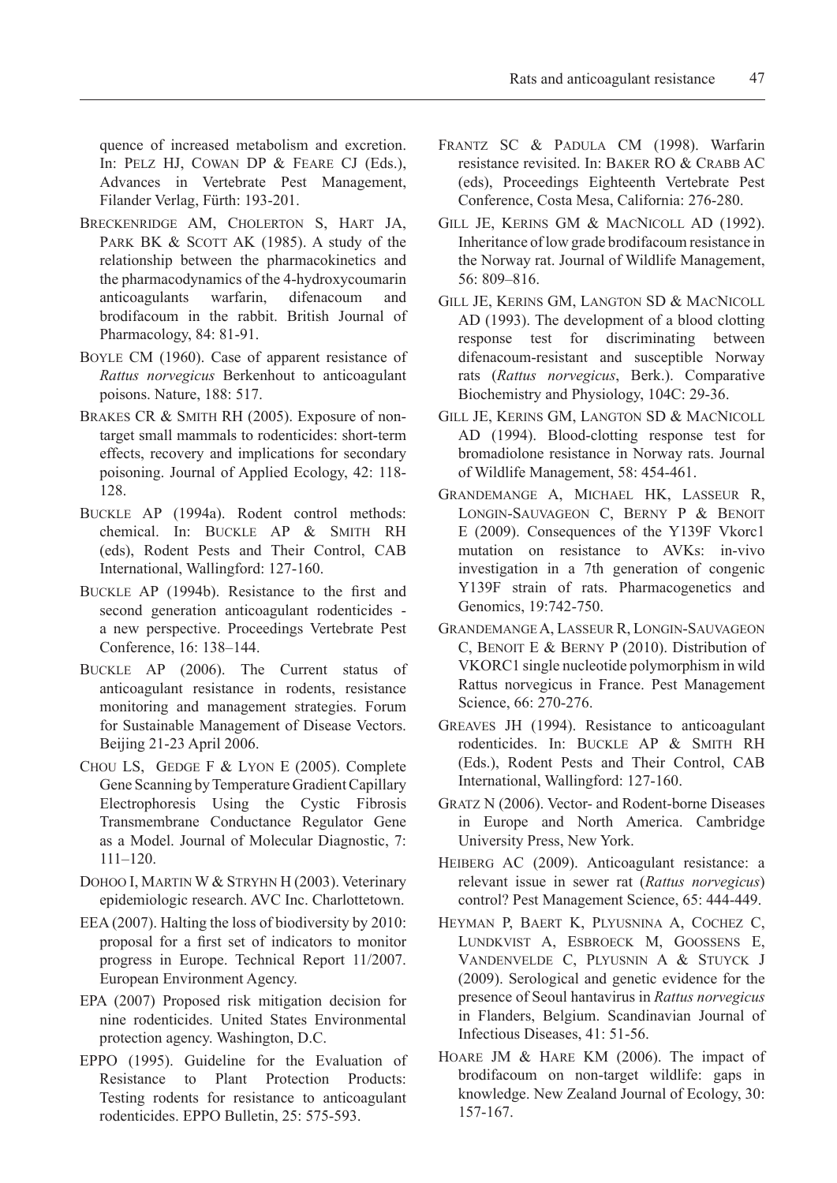quence of increased metabolism and excretion. In: Pelz HJ, Cowan DP & Feare CJ (Eds.), Advances in Vertebrate Pest Management, Filander Verlag, Fürth: 193-201.

Breckenridge AM, Cholerton S, Hart JA, Park BK & Scott AK (1985). A study of the relationship between the pharmacokinetics and the pharmacodynamics of the 4-hydroxycoumarin anticoagulants warfarin, difenacoum and brodifacoum in the rabbit. British Journal of Pharmacology, 84: 81-91.

Boyle CM (1960). Case of apparent resistance of *Rattus norvegicus* Berkenhout to anticoagulant poisons. Nature, 188: 517.

Brakes CR & Smith RH (2005). Exposure of non-target small mammals to rodenticides: short-term effects, recovery and implications for secondary poisoning. Journal of Applied Ecology, 42: 118-128.

Buckle AP (1994a). Rodent control methods: chemical. In: Buckle AP & Smith RH (eds), Rodent Pests and Their Control, CAB International, Wallingford: 127-160.

Buckle AP (1994b). Resistance to the first and second generation anticoagulant rodenticides - a new perspective. Proceedings Vertebrate Pest Conference, 16: 138–144.

Buckle AP (2006). The Current status of anticoagulant resistance in rodents, resistance monitoring and management strategies. Forum for Sustainable Management of Disease Vectors. Beijing 21-23 April 2006.

Chou LS, Gedge F & Lyon E (2005). Complete Gene Scanning by Temperature Gradient Capillary Electrophoresis Using the Cystic Fibrosis Transmembrane Conductance Regulator Gene as a Model. Journal of Molecular Diagnostic, 7: 111–120.

Dohoo I, Martin W & Stryhn H (2003). Veterinary epidemiologic research. AVC Inc. Charlottetown.

EEA (2007). Halting the loss of biodiversity by 2010: proposal for a first set of indicators to monitor progress in Europe. Technical Report 11/2007. European Environment Agency.

EPA (2007) Proposed risk mitigation decision for nine rodenticides. United States Environmental protection agency. Washington, D.C.

EPPO (1995). Guideline for the Evaluation of Resistance to Plant Protection Products: Testing rodents for resistance to anticoagulant rodenticides. EPPO Bulletin, 25: 575-593.

Frantz SC & Padula CM (1998). Warfarin resistance revisited. In: Baker RO & Crabb AC (eds), Proceedings Eighteenth Vertebrate Pest Conference, Costa Mesa, California: 276-280.

Gill JE, Kerins GM & MacNicoll AD (1992). Inheritance of low grade brodifacoum resistance in the Norway rat. Journal of Wildlife Management, 56: 809–816.

Gill JE, Kerins GM, Langton SD & MacNicoll AD (1993). The development of a blood clotting response test for discriminating between difenacoum-resistant and susceptible Norway rats (*Rattus norvegicus*, Berk.). Comparative Biochemistry and Physiology, 104C: 29-36.

Gill JE, Kerins GM, Langton SD & MacNicoll AD (1994). Blood-clotting response test for bromadiolone resistance in Norway rats. Journal of Wildlife Management, 58: 454-461.

Grandemange A, Michael HK, Lasseur R, Longin-Sauvageon C, Berny P & Benoit E (2009). Consequences of the Y139F Vkorc1 mutation on resistance to AVKs: in-vivo investigation in a 7th generation of congenic Y139F strain of rats. Pharmacogenetics and Genomics, 19:742-750.

Grandemange A, Lasseur R, Longin-Sauvageon C, Benoit E & Berny P (2010). Distribution of VKORC1 single nucleotide polymorphism in wild Rattus norvegicus in France. Pest Management Science, 66: 270-276.

Greaves JH (1994). Resistance to anticoagulant rodenticides. In: Buckle AP & Smith RH (Eds.), Rodent Pests and Their Control, CAB International, Wallingford: 127-160.

Gratz N (2006). Vector- and Rodent-borne Diseases in Europe and North America. Cambridge University Press, New York.

Heiberg AC (2009). Anticoagulant resistance: a relevant issue in sewer rat (*Rattus norvegicus*) control? Pest Management Science, 65: 444-449.

Heyman P, Baert K, Plyusnina A, Cochez C, Lundkvist A, Esbroeck M, Goossens E, Vandenvelde C, Plyusnin A & Stuyck J (2009). Serological and genetic evidence for the presence of Seoul hantavirus in *Rattus norvegicus* in Flanders, Belgium. Scandinavian Journal of Infectious Diseases, 41: 51-56.

Hoare JM & Hare KM (2006). The impact of brodifacoum on non-target wildlife: gaps in knowledge. New Zealand Journal of Ecology, 30: 157-167.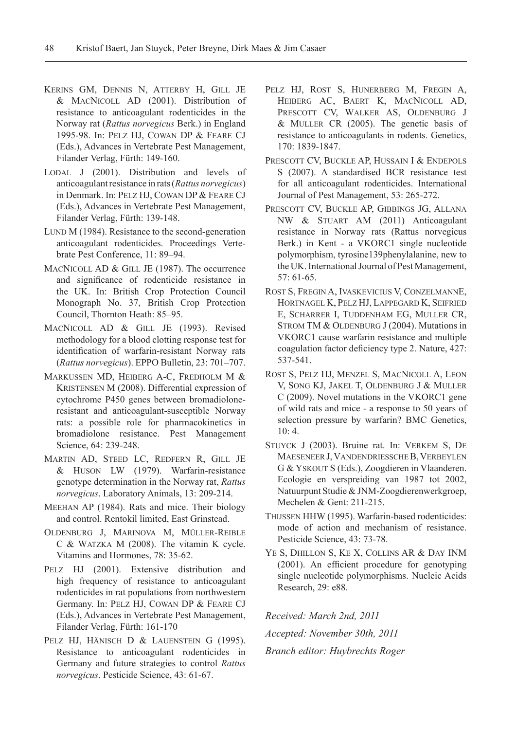Kerins GM, Dennis N, Atterby H, Gill JE & MacNicoll AD (2001). Distribution of resistance to anticoagulant rodenticides in the Norway rat (*Rattus norvegicus* Berk.) in England 1995-98. In: Pelz HJ, Cowan DP & Feare CJ (Eds.), Advances in Vertebrate Pest Management, Filander Verlag, Fürth: 149-160.

Lodal J (2001). Distribution and levels of anticoagulant resistance in rats (*Rattus norvegicus*) in Denmark. In: Pelz HJ, Cowan DP & Feare CJ (Eds.), Advances in Vertebrate Pest Management, Filander Verlag, Fürth: 139-148.

Lund M (1984). Resistance to the second-generation anticoagulant rodenticides. Proceedings Vertebrate Pest Conference, 11: 89–94.

MacNicoll AD & Gill JE (1987). The occurrence and significance of rodenticide resistance in the UK. In: British Crop Protection Council Monograph No. 37, British Crop Protection Council, Thornton Heath: 85–95.

MacNicoll AD & Gill JE (1993). Revised methodology for a blood clotting response test for identification of warfarin-resistant Norway rats (*Rattus norvegicus*). EPPO Bulletin, 23: 701–707.

Markussen MD, Heiberg A-C, Fredholm M & Kristensen M (2008). Differential expression of cytochrome P450 genes between bromadiolone-resistant and anticoagulant-susceptible Norway rats: a possible role for pharmacokinetics in bromadiolone resistance. Pest Management Science, 64: 239-248.

Martin AD, Steed LC, Redfern R, Gill JE & Huson LW (1979). Warfarin-resistance genotype determination in the Norway rat, *Rattus norvegicus*. Laboratory Animals, 13: 209-214.

Meehan AP (1984). Rats and mice. Their biology and control. Rentokil limited, East Grinstead.

Oldenburg J, Marinova M, Müller-Reible C & Watzka M (2008). The vitamin K cycle. Vitamins and Hormones, 78: 35-62.

Pelz HJ (2001). Extensive distribution and high frequency of resistance to anticoagulant rodenticides in rat populations from northwestern Germany. In: Pelz HJ, Cowan DP & Feare CJ (Eds.), Advances in Vertebrate Pest Management, Filander Verlag, Fürth: 161-170

Pelz HJ, Hänisch D & Lauenstein G (1995). Resistance to anticoagulant rodenticides in Germany and future strategies to control *Rattus norvegicus*. Pesticide Science, 43: 61-67.

Pelz HJ, Rost S, Hunerberg M, Fregin A, Heiberg AC, Baert K, MacNicoll AD, Prescott CV, Walker AS, Oldenburg J & Muller CR (2005). The genetic basis of resistance to anticoagulants in rodents. Genetics, 170: 1839-1847.

Prescott CV, Buckle AP, Hussain I & Endepols S (2007). A standardised BCR resistance test for all anticoagulant rodenticides. International Journal of Pest Management, 53: 265-272.

Prescott CV, Buckle AP, Gibbings JG, Allana NW & Stuart AM (2011) Anticoagulant resistance in Norway rats (Rattus norvegicus Berk.) in Kent - a VKORC1 single nucleotide polymorphism, tyrosine139phenylalanine, new to the UK. International Journal of Pest Management, 57: 61-65.

Rost S, Fregin A, Ivaskevicius V, ConzelmannE, Hortnagel K, Pelz HJ, Lappegard K, Seifried E, Scharrer I, Tuddenham EG, Muller CR, Strom TM & Oldenburg J (2004). Mutations in VKORC1 cause warfarin resistance and multiple coagulation factor deficiency type 2. Nature, 427: 537-541.

Rost S, Pelz HJ, Menzel S, MacNicoll A, Leon V, Song KJ, Jakel T, Oldenburg J & Muller C (2009). Novel mutations in the VKORC1 gene of wild rats and mice - a response to 50 years of selection pressure by warfarin? BMC Genetics, 10: 4.

Stuyck J (2003). Bruine rat. In: Verkem S, De Maeseneer J, Vandendriessche B, Verbeylen G & Yskout S (Eds.), Zoogdieren in Vlaanderen. Ecologie en verspreiding van 1987 tot 2002, Natuurpunt Studie & JNM-Zoogdierenwerkgroep, Mechelen & Gent: 211-215.

Thijssen HHW (1995). Warfarin-based rodenticides: mode of action and mechanism of resistance. Pesticide Science, 43: 73-78.

Ye S, Dhillon S, Ke X, Collins AR & Day INM (2001). An efficient procedure for genotyping single nucleotide polymorphisms. Nucleic Acids Research, 29: e88.

*Received: March 2nd, 2011*

*Accepted: November 30th, 2011*

*Branch editor: Huybrechts Roger*